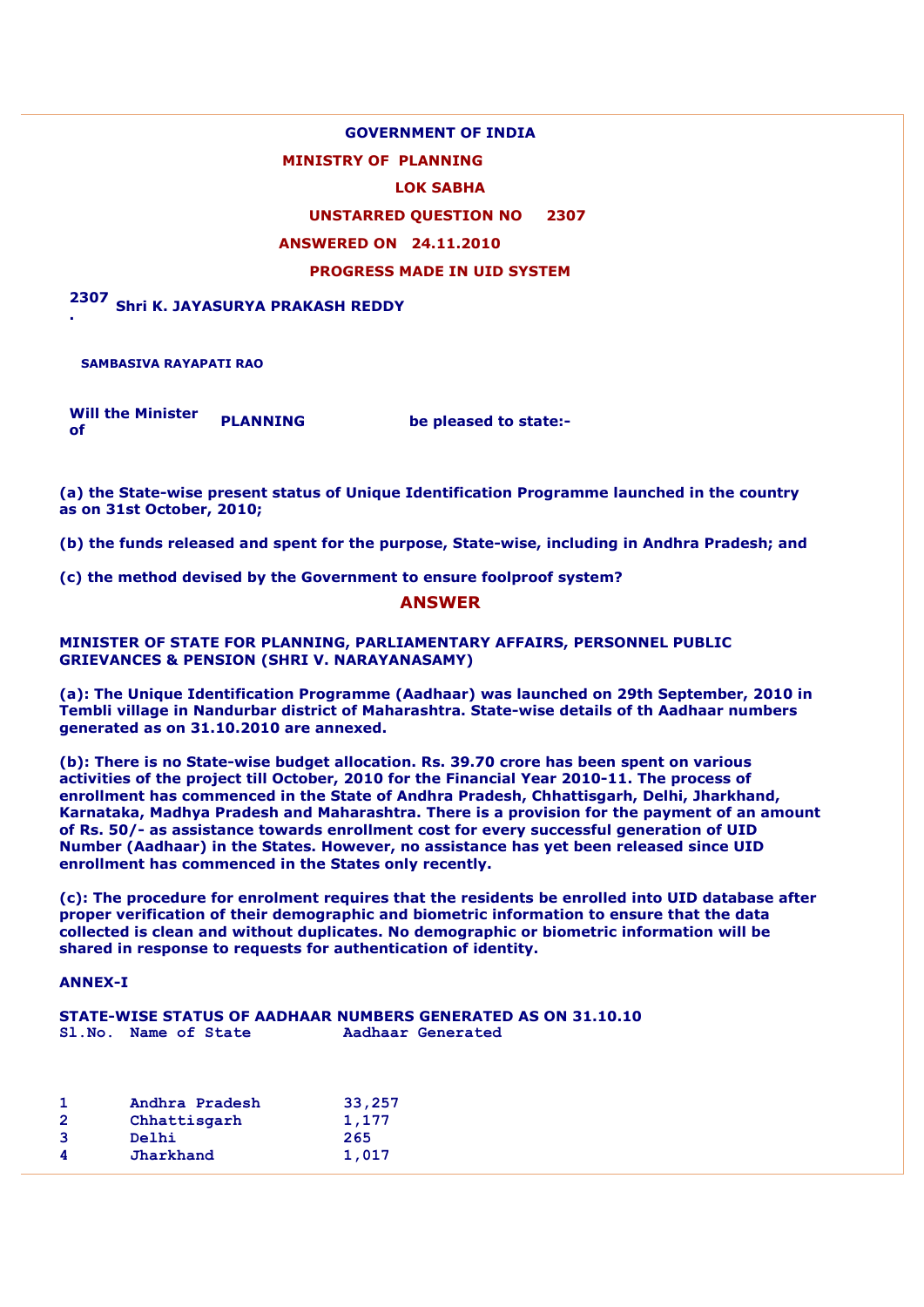# GOVERNMENT OF INDIA

## MINISTRY OF PLANNING

## LOK SABHA

## UNSTARRED QUESTION NO 2307

## ANSWERED ON 24.11.2010

## PROGRESS MADE IN UID SYSTEM

**2307 . Shri K. JAYASURYA PRAKASH REDDY**

**SAMBASIVA RAYAPATI RAO**

**Will the Minister of PLANNING be pleased to state:-**

**(a) the State-wise present status of Unique Identification Programme launched in the country as on 31st October, 2010;**

**(b) the funds released and spent for the purpose, State-wise, including in Andhra Pradesh; and**

**(c) the method devised by the Government to ensure foolproof system?**

## ANSWER

**MINISTER OF STATE FOR PLANNING, PARLIAMENTARY AFFAIRS, PERSONNEL PUBLIC GRIEVANCES & PENSION (SHRI V. NARAYANASAMY)**

**(a): The Unique Identification Programme (Aadhaar) was launched on 29th September, 2010 in Tembli village in Nandurbar district of Maharashtra. State-wise details of th Aadhaar numbers generated as on 31.10.2010 are annexed.**

**(b): There is no State-wise budget allocation. Rs. 39.70 crore has been spent on various activities of the project till October, 2010 for the Financial Year 2010-11. The process of enrollment has commenced in the State of Andhra Pradesh, Chhattisgarh, Delhi, Jharkhand, Karnataka, Madhya Pradesh and Maharashtra. There is a provision for the payment of an amount of Rs. 50/- as assistance towards enrollment cost for every successful generation of UID Number (Aadhaar) in the States. However, no assistance has yet been released since UID enrollment has commenced in the States only recently.**

**(c): The procedure for enrolment requires that the residents be enrolled into UID database after proper verification of their demographic and biometric information to ensure that the data collected is clean and without duplicates. No demographic or biometric information will be shared in response to requests for authentication of identity.**

**ANNEX-I**

**STATE-WISE STATUS OF AADHAAR NUMBERS GENERATED AS ON 31.10.10**

| Sl.No. | Name of State | Aadhaar Generated |
|---|---|---|
| 1 | Andhra Pradesh | 33,257 |
| 2 | Chhattisgarh | 1,177 |
| 3 | Delhi | 265 |
| 4 | Jharkhand | 1,017 |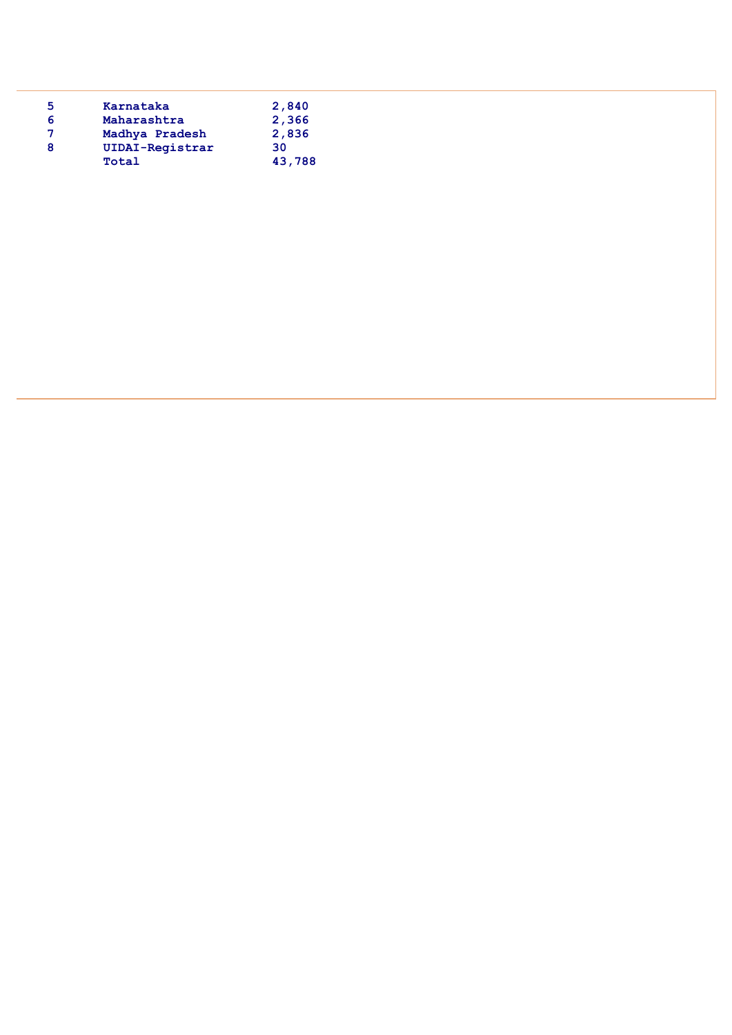| | | |
|---|---|---|
| **5** | **Karnataka** | **2,840** |
| **6** | **Maharashtra** | **2,366** |
| **7** | **Madhya Pradesh** | **2,836** |
| **8** | **UIDAI-Registrar** | **30** |
| | **Total** | **43,788** |